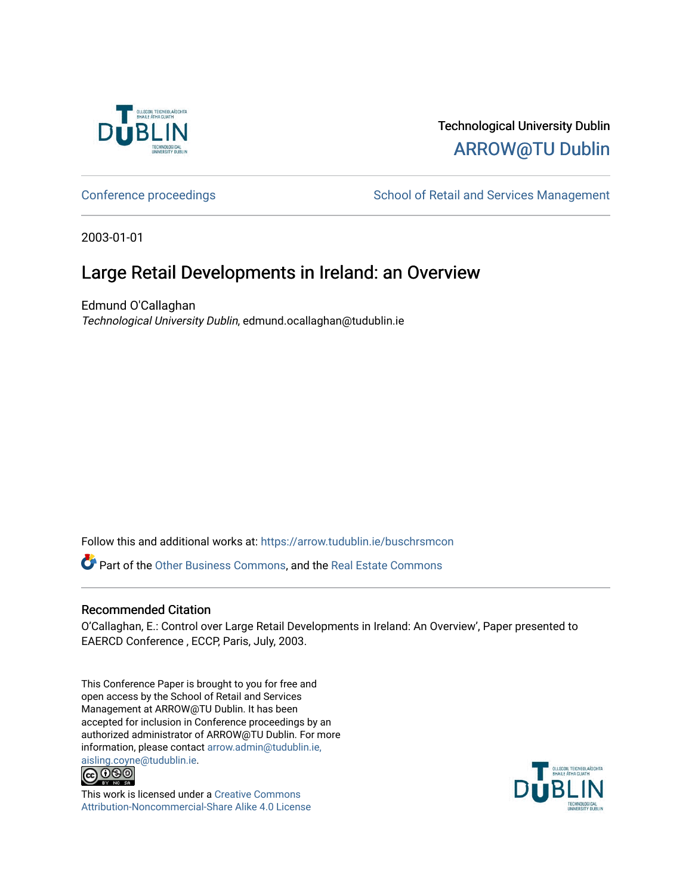Technological University Dublin

ARROW@TU Dublin

Conference proceedings

School of Retail and Services Management

2003-01-01

# Large Retail Developments in Ireland: an Overview

Edmund O'Callaghan

*Technological University Dublin*, edmund.ocallaghan@tudublin.ie

Follow this and additional works at: https://arrow.tudublin.ie/buschrsmcon

Part of the Other Business Commons, and the Real Estate Commons

## Recommended Citation

O'Callaghan, E.: Control over Large Retail Developments in Ireland: An Overview', Paper presented to EAERCD Conference , ECCP, Paris, July, 2003.

This Conference Paper is brought to you for free and open access by the School of Retail and Services Management at ARROW@TU Dublin. It has been accepted for inclusion in Conference proceedings by an authorized administrator of ARROW@TU Dublin. For more information, please contact arrow.admin@tudublin.ie, aisling.coyne@tudublin.ie.

This work is licensed under a Creative Commons Attribution-Noncommercial-Share Alike 4.0 License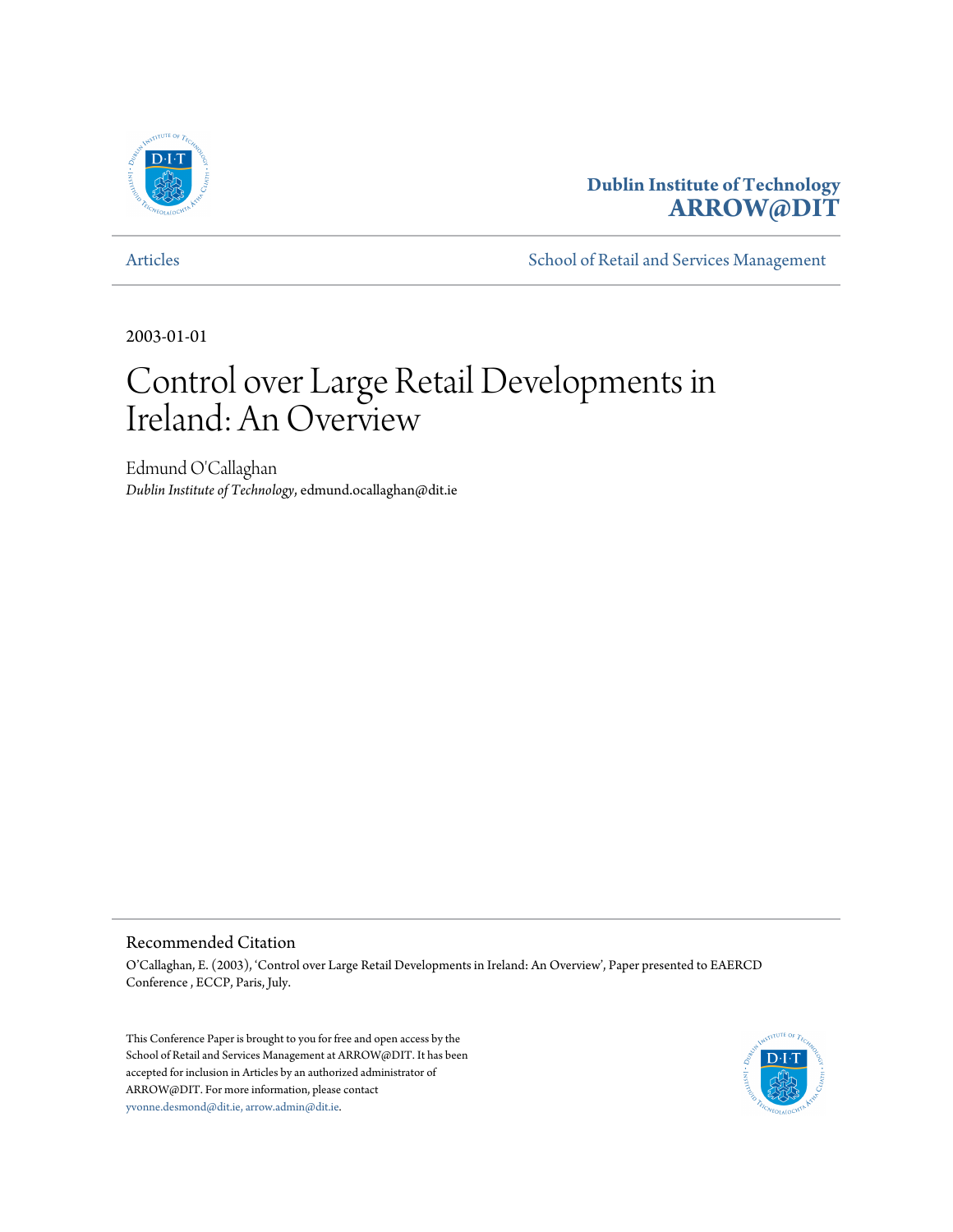Dublin Institute of Technology
ARROW@DIT

Articles

School of Retail and Services Management

2003-01-01

# Control over Large Retail Developments in Ireland: An Overview

Edmund O'Callaghan
*Dublin Institute of Technology*, edmund.ocallaghan@dit.ie

## Recommended Citation

O'Callaghan, E. (2003), 'Control over Large Retail Developments in Ireland: An Overview', Paper presented to EAERCD Conference , ECCP, Paris, July.

This Conference Paper is brought to you for free and open access by the School of Retail and Services Management at ARROW@DIT. It has been accepted for inclusion in Articles by an authorized administrator of ARROW@DIT. For more information, please contact yvonne.desmond@dit.ie, arrow.admin@dit.ie.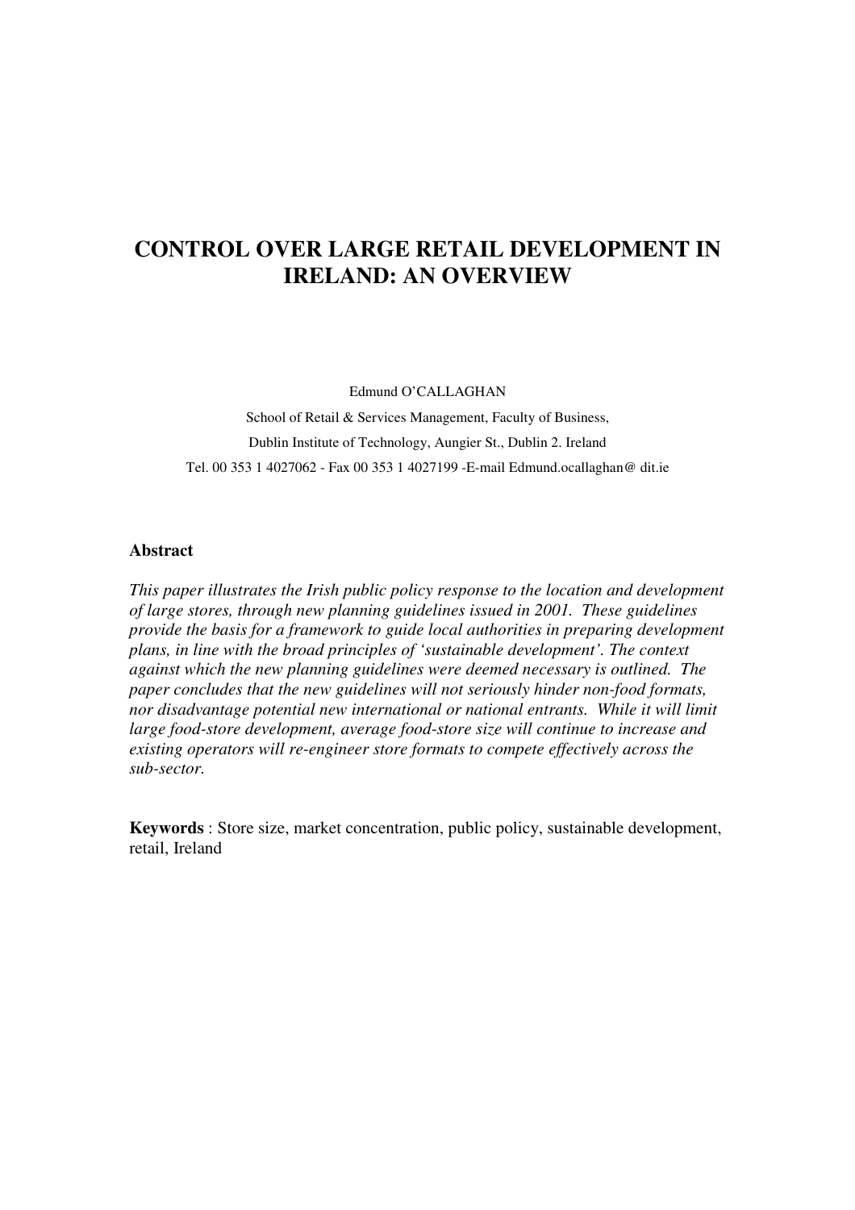# CONTROL OVER LARGE RETAIL DEVELOPMENT IN IRELAND: AN OVERVIEW

Edmund O'CALLAGHAN

School of Retail & Services Management, Faculty of Business,

Dublin Institute of Technology, Aungier St., Dublin 2. Ireland

Tel. 00 353 1 4027062 - Fax 00 353 1 4027199 -E-mail Edmund.ocallaghan@ dit.ie

## Abstract

*This paper illustrates the Irish public policy response to the location and development of large stores, through new planning guidelines issued in 2001. These guidelines provide the basis for a framework to guide local authorities in preparing development plans, in line with the broad principles of 'sustainable development'. The context against which the new planning guidelines were deemed necessary is outlined. The paper concludes that the new guidelines will not seriously hinder non-food formats, nor disadvantage potential new international or national entrants. While it will limit large food-store development, average food-store size will continue to increase and existing operators will re-engineer store formats to compete effectively across the sub-sector.*

**Keywords** : Store size, market concentration, public policy, sustainable development, retail, Ireland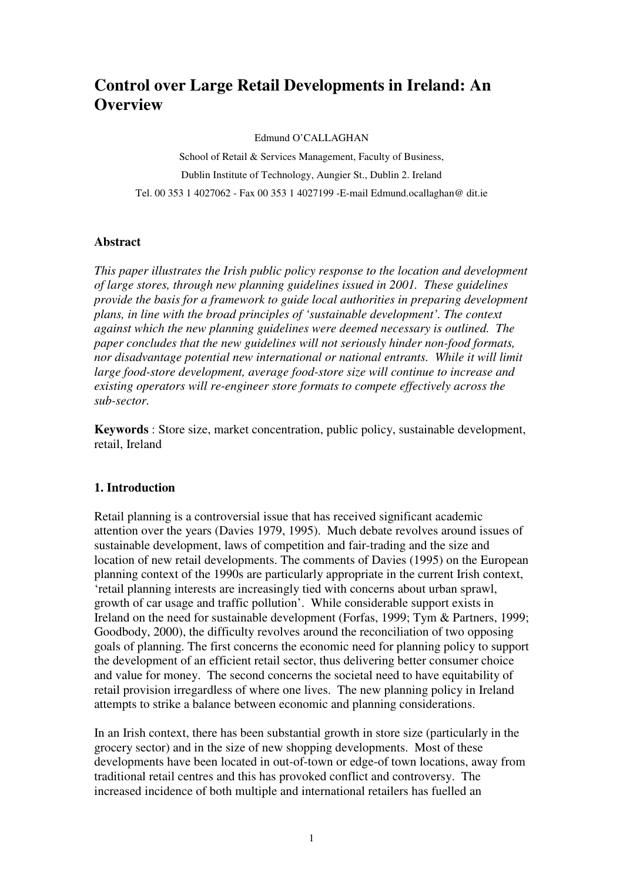# Control over Large Retail Developments in Ireland: An Overview

Edmund O'CALLAGHAN

School of Retail & Services Management, Faculty of Business,

Dublin Institute of Technology, Aungier St., Dublin 2. Ireland

Tel. 00 353 1 4027062 - Fax 00 353 1 4027199 -E-mail Edmund.ocallaghan@ dit.ie

### Abstract

*This paper illustrates the Irish public policy response to the location and development of large stores, through new planning guidelines issued in 2001. These guidelines provide the basis for a framework to guide local authorities in preparing development plans, in line with the broad principles of 'sustainable development'. The context against which the new planning guidelines were deemed necessary is outlined. The paper concludes that the new guidelines will not seriously hinder non-food formats, nor disadvantage potential new international or national entrants. While it will limit large food-store development, average food-store size will continue to increase and existing operators will re-engineer store formats to compete effectively across the sub-sector.*

**Keywords** : Store size, market concentration, public policy, sustainable development, retail, Ireland

### 1. Introduction

Retail planning is a controversial issue that has received significant academic attention over the years (Davies 1979, 1995). Much debate revolves around issues of sustainable development, laws of competition and fair-trading and the size and location of new retail developments. The comments of Davies (1995) on the European planning context of the 1990s are particularly appropriate in the current Irish context, 'retail planning interests are increasingly tied with concerns about urban sprawl, growth of car usage and traffic pollution'. While considerable support exists in Ireland on the need for sustainable development (Forfas, 1999; Tym & Partners, 1999; Goodbody, 2000), the difficulty revolves around the reconciliation of two opposing goals of planning. The first concerns the economic need for planning policy to support the development of an efficient retail sector, thus delivering better consumer choice and value for money. The second concerns the societal need to have equitability of retail provision irregardless of where one lives. The new planning policy in Ireland attempts to strike a balance between economic and planning considerations.

In an Irish context, there has been substantial growth in store size (particularly in the grocery sector) and in the size of new shopping developments. Most of these developments have been located in out-of-town or edge-of town locations, away from traditional retail centres and this has provoked conflict and controversy. The increased incidence of both multiple and international retailers has fuelled an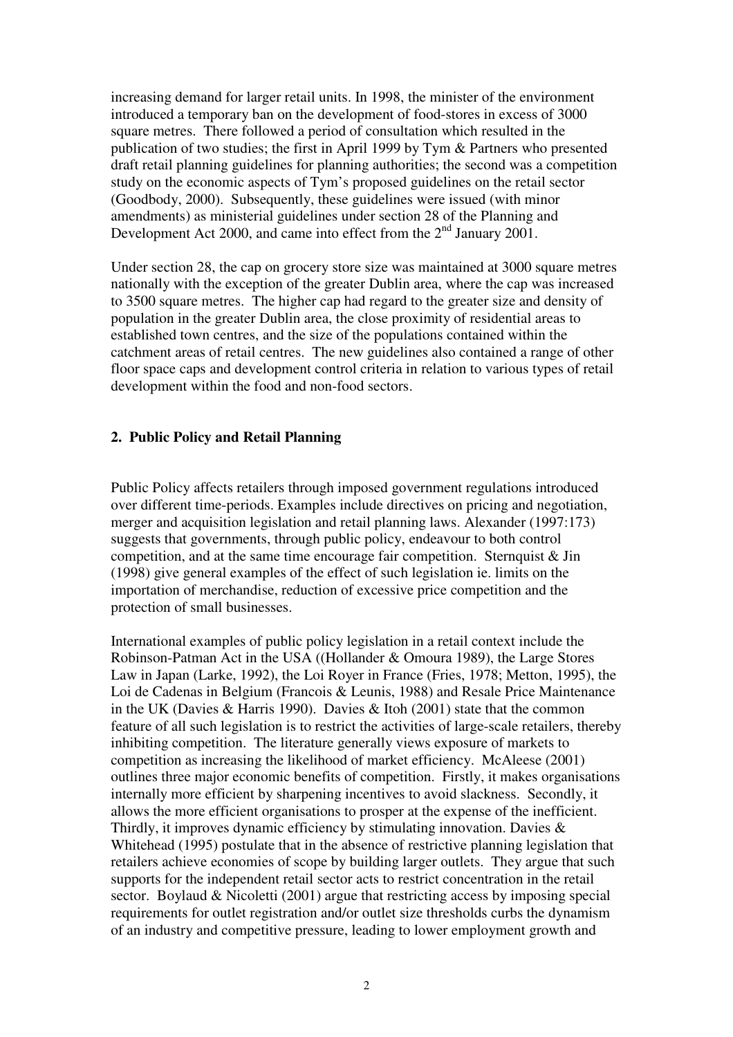increasing demand for larger retail units. In 1998, the minister of the environment introduced a temporary ban on the development of food-stores in excess of 3000 square metres. There followed a period of consultation which resulted in the publication of two studies; the first in April 1999 by Tym & Partners who presented draft retail planning guidelines for planning authorities; the second was a competition study on the economic aspects of Tym's proposed guidelines on the retail sector (Goodbody, 2000). Subsequently, these guidelines were issued (with minor amendments) as ministerial guidelines under section 28 of the Planning and Development Act 2000, and came into effect from the 2nd January 2001.

Under section 28, the cap on grocery store size was maintained at 3000 square metres nationally with the exception of the greater Dublin area, where the cap was increased to 3500 square metres. The higher cap had regard to the greater size and density of population in the greater Dublin area, the close proximity of residential areas to established town centres, and the size of the populations contained within the catchment areas of retail centres. The new guidelines also contained a range of other floor space caps and development control criteria in relation to various types of retail development within the food and non-food sectors.

## 2. Public Policy and Retail Planning

Public Policy affects retailers through imposed government regulations introduced over different time-periods. Examples include directives on pricing and negotiation, merger and acquisition legislation and retail planning laws. Alexander (1997:173) suggests that governments, through public policy, endeavour to both control competition, and at the same time encourage fair competition. Sternquist & Jin (1998) give general examples of the effect of such legislation ie. limits on the importation of merchandise, reduction of excessive price competition and the protection of small businesses.

International examples of public policy legislation in a retail context include the Robinson-Patman Act in the USA ((Hollander & Omoura 1989), the Large Stores Law in Japan (Larke, 1992), the Loi Royer in France (Fries, 1978; Metton, 1995), the Loi de Cadenas in Belgium (Francois & Leunis, 1988) and Resale Price Maintenance in the UK (Davies & Harris 1990). Davies & Itoh (2001) state that the common feature of all such legislation is to restrict the activities of large-scale retailers, thereby inhibiting competition. The literature generally views exposure of markets to competition as increasing the likelihood of market efficiency. McAleese (2001) outlines three major economic benefits of competition. Firstly, it makes organisations internally more efficient by sharpening incentives to avoid slackness. Secondly, it allows the more efficient organisations to prosper at the expense of the inefficient. Thirdly, it improves dynamic efficiency by stimulating innovation. Davies & Whitehead (1995) postulate that in the absence of restrictive planning legislation that retailers achieve economies of scope by building larger outlets. They argue that such supports for the independent retail sector acts to restrict concentration in the retail sector. Boylaud & Nicoletti (2001) argue that restricting access by imposing special requirements for outlet registration and/or outlet size thresholds curbs the dynamism of an industry and competitive pressure, leading to lower employment growth and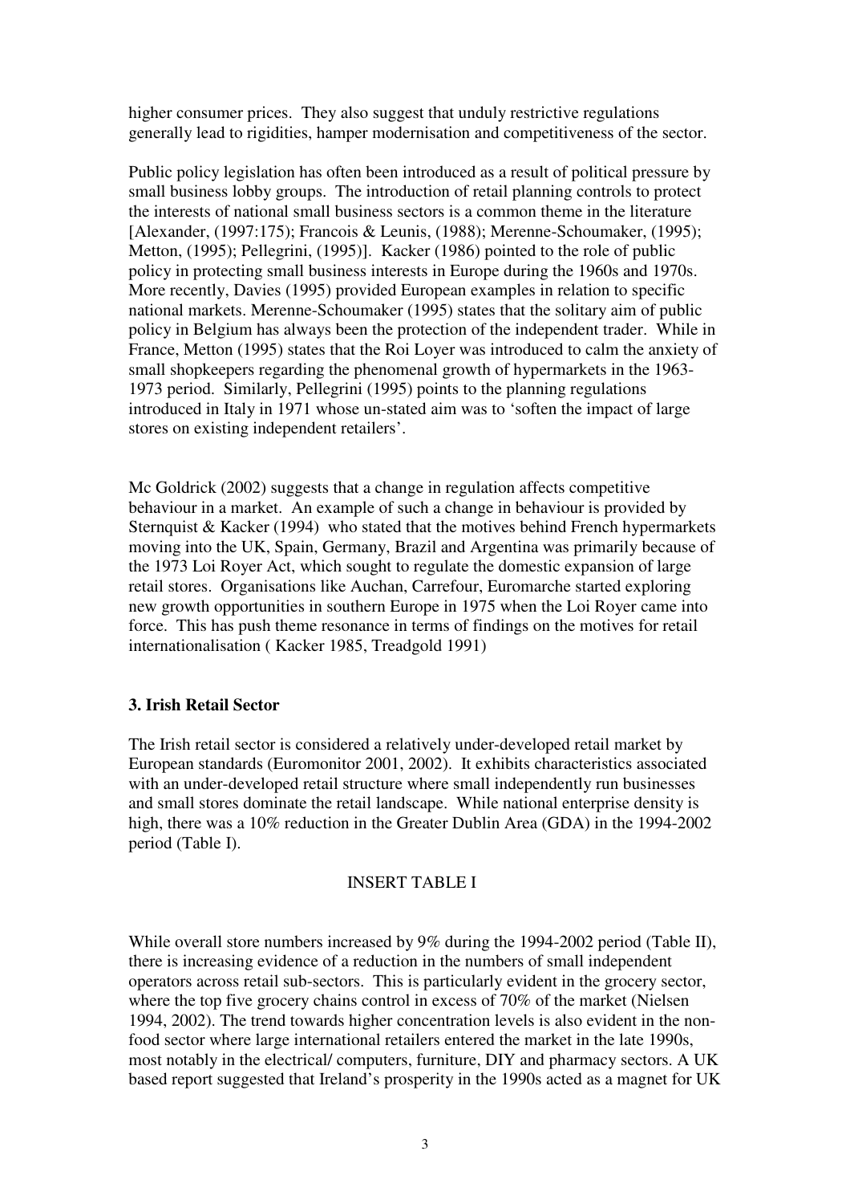higher consumer prices. They also suggest that unduly restrictive regulations generally lead to rigidities, hamper modernisation and competitiveness of the sector.

Public policy legislation has often been introduced as a result of political pressure by small business lobby groups. The introduction of retail planning controls to protect the interests of national small business sectors is a common theme in the literature [Alexander, (1997:175); Francois & Leunis, (1988); Merenne-Schoumaker, (1995); Metton, (1995); Pellegrini, (1995)]. Kacker (1986) pointed to the role of public policy in protecting small business interests in Europe during the 1960s and 1970s. More recently, Davies (1995) provided European examples in relation to specific national markets. Merenne-Schoumaker (1995) states that the solitary aim of public policy in Belgium has always been the protection of the independent trader. While in France, Metton (1995) states that the Roi Loyer was introduced to calm the anxiety of small shopkeepers regarding the phenomenal growth of hypermarkets in the 1963-1973 period. Similarly, Pellegrini (1995) points to the planning regulations introduced in Italy in 1971 whose un-stated aim was to 'soften the impact of large stores on existing independent retailers'.

Mc Goldrick (2002) suggests that a change in regulation affects competitive behaviour in a market. An example of such a change in behaviour is provided by Sternquist & Kacker (1994) who stated that the motives behind French hypermarkets moving into the UK, Spain, Germany, Brazil and Argentina was primarily because of the 1973 Loi Royer Act, which sought to regulate the domestic expansion of large retail stores. Organisations like Auchan, Carrefour, Euromarche started exploring new growth opportunities in southern Europe in 1975 when the Loi Royer came into force. This has push theme resonance in terms of findings on the motives for retail internationalisation ( Kacker 1985, Treadgold 1991)

### 3. Irish Retail Sector

The Irish retail sector is considered a relatively under-developed retail market by European standards (Euromonitor 2001, 2002). It exhibits characteristics associated with an under-developed retail structure where small independently run businesses and small stores dominate the retail landscape. While national enterprise density is high, there was a 10% reduction in the Greater Dublin Area (GDA) in the 1994-2002 period (Table I).

INSERT TABLE I

While overall store numbers increased by 9% during the 1994-2002 period (Table II), there is increasing evidence of a reduction in the numbers of small independent operators across retail sub-sectors. This is particularly evident in the grocery sector, where the top five grocery chains control in excess of 70% of the market (Nielsen 1994, 2002). The trend towards higher concentration levels is also evident in the non-food sector where large international retailers entered the market in the late 1990s, most notably in the electrical/ computers, furniture, DIY and pharmacy sectors. A UK based report suggested that Ireland's prosperity in the 1990s acted as a magnet for UK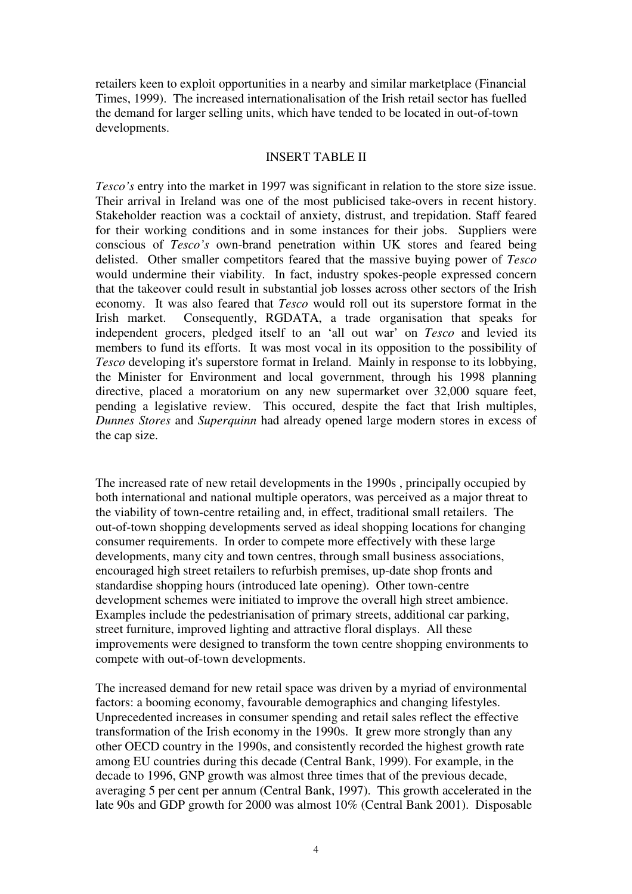retailers keen to exploit opportunities in a nearby and similar marketplace (Financial Times, 1999). The increased internationalisation of the Irish retail sector has fuelled the demand for larger selling units, which have tended to be located in out-of-town developments.

INSERT TABLE II

*Tesco's* entry into the market in 1997 was significant in relation to the store size issue. Their arrival in Ireland was one of the most publicised take-overs in recent history. Stakeholder reaction was a cocktail of anxiety, distrust, and trepidation. Staff feared for their working conditions and in some instances for their jobs. Suppliers were conscious of *Tesco's* own-brand penetration within UK stores and feared being delisted. Other smaller competitors feared that the massive buying power of *Tesco* would undermine their viability. In fact, industry spokes-people expressed concern that the takeover could result in substantial job losses across other sectors of the Irish economy. It was also feared that *Tesco* would roll out its superstore format in the Irish market. Consequently, RGDATA, a trade organisation that speaks for independent grocers, pledged itself to an 'all out war' on *Tesco* and levied its members to fund its efforts. It was most vocal in its opposition to the possibility of *Tesco* developing it's superstore format in Ireland. Mainly in response to its lobbying, the Minister for Environment and local government, through his 1998 planning directive, placed a moratorium on any new supermarket over 32,000 square feet, pending a legislative review. This occured, despite the fact that Irish multiples, *Dunnes Stores* and *Superquinn* had already opened large modern stores in excess of the cap size.

The increased rate of new retail developments in the 1990s , principally occupied by both international and national multiple operators, was perceived as a major threat to the viability of town-centre retailing and, in effect, traditional small retailers. The out-of-town shopping developments served as ideal shopping locations for changing consumer requirements. In order to compete more effectively with these large developments, many city and town centres, through small business associations, encouraged high street retailers to refurbish premises, up-date shop fronts and standardise shopping hours (introduced late opening). Other town-centre development schemes were initiated to improve the overall high street ambience. Examples include the pedestrianisation of primary streets, additional car parking, street furniture, improved lighting and attractive floral displays. All these improvements were designed to transform the town centre shopping environments to compete with out-of-town developments.

The increased demand for new retail space was driven by a myriad of environmental factors: a booming economy, favourable demographics and changing lifestyles. Unprecedented increases in consumer spending and retail sales reflect the effective transformation of the Irish economy in the 1990s. It grew more strongly than any other OECD country in the 1990s, and consistently recorded the highest growth rate among EU countries during this decade (Central Bank, 1999). For example, in the decade to 1996, GNP growth was almost three times that of the previous decade, averaging 5 per cent per annum (Central Bank, 1997). This growth accelerated in the late 90s and GDP growth for 2000 was almost 10% (Central Bank 2001). Disposable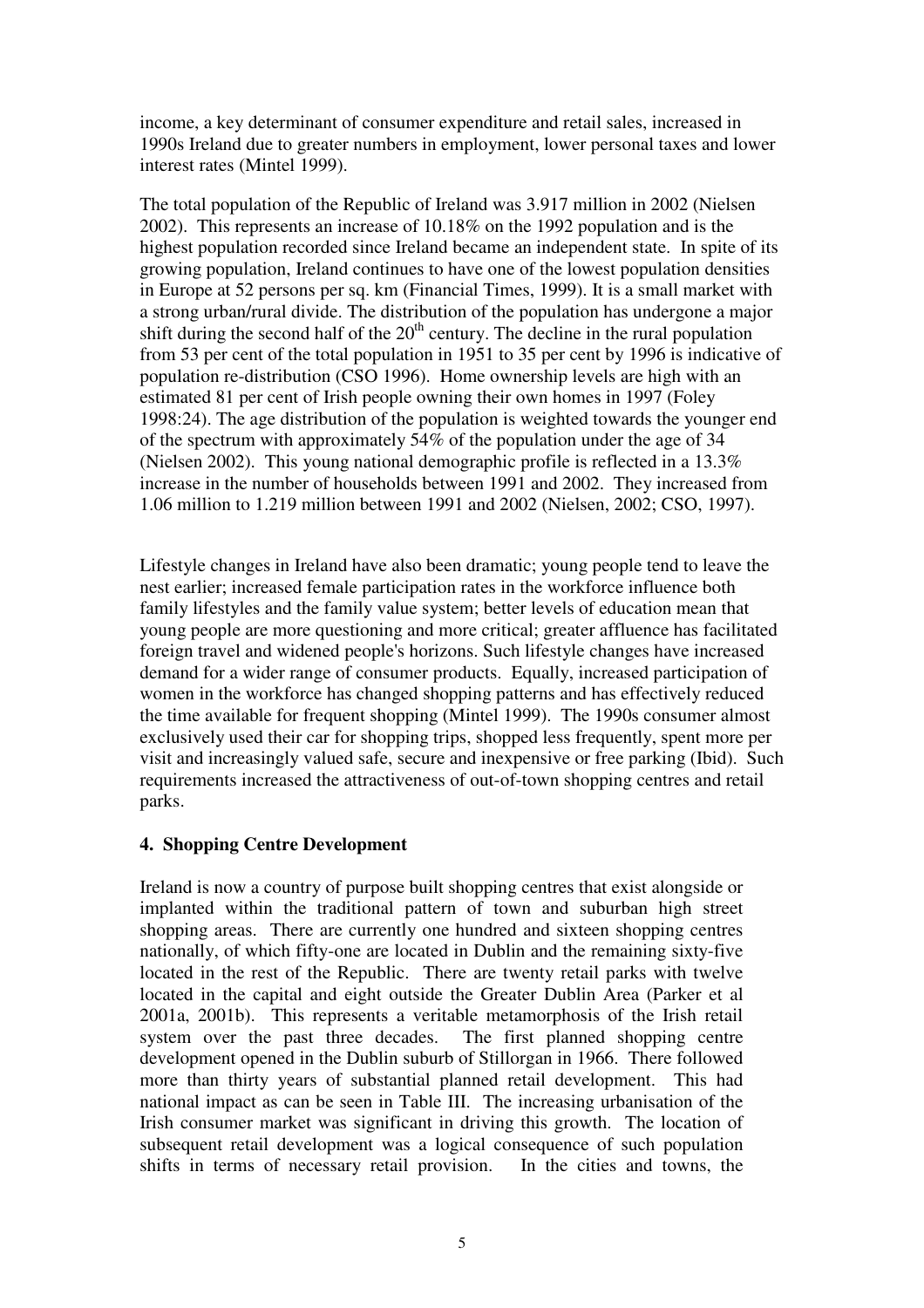income, a key determinant of consumer expenditure and retail sales, increased in 1990s Ireland due to greater numbers in employment, lower personal taxes and lower interest rates (Mintel 1999).

The total population of the Republic of Ireland was 3.917 million in 2002 (Nielsen 2002). This represents an increase of 10.18% on the 1992 population and is the highest population recorded since Ireland became an independent state. In spite of its growing population, Ireland continues to have one of the lowest population densities in Europe at 52 persons per sq. km (Financial Times, 1999). It is a small market with a strong urban/rural divide. The distribution of the population has undergone a major shift during the second half of the 20th century. The decline in the rural population from 53 per cent of the total population in 1951 to 35 per cent by 1996 is indicative of population re-distribution (CSO 1996). Home ownership levels are high with an estimated 81 per cent of Irish people owning their own homes in 1997 (Foley 1998:24). The age distribution of the population is weighted towards the younger end of the spectrum with approximately 54% of the population under the age of 34 (Nielsen 2002). This young national demographic profile is reflected in a 13.3% increase in the number of households between 1991 and 2002. They increased from 1.06 million to 1.219 million between 1991 and 2002 (Nielsen, 2002; CSO, 1997).

Lifestyle changes in Ireland have also been dramatic; young people tend to leave the nest earlier; increased female participation rates in the workforce influence both family lifestyles and the family value system; better levels of education mean that young people are more questioning and more critical; greater affluence has facilitated foreign travel and widened people's horizons. Such lifestyle changes have increased demand for a wider range of consumer products. Equally, increased participation of women in the workforce has changed shopping patterns and has effectively reduced the time available for frequent shopping (Mintel 1999). The 1990s consumer almost exclusively used their car for shopping trips, shopped less frequently, spent more per visit and increasingly valued safe, secure and inexpensive or free parking (Ibid). Such requirements increased the attractiveness of out-of-town shopping centres and retail parks.

## 4. Shopping Centre Development

Ireland is now a country of purpose built shopping centres that exist alongside or implanted within the traditional pattern of town and suburban high street shopping areas. There are currently one hundred and sixteen shopping centres nationally, of which fifty-one are located in Dublin and the remaining sixty-five located in the rest of the Republic. There are twenty retail parks with twelve located in the capital and eight outside the Greater Dublin Area (Parker et al 2001a, 2001b). This represents a veritable metamorphosis of the Irish retail system over the past three decades. The first planned shopping centre development opened in the Dublin suburb of Stillorgan in 1966. There followed more than thirty years of substantial planned retail development. This had national impact as can be seen in Table III. The increasing urbanisation of the Irish consumer market was significant in driving this growth. The location of subsequent retail development was a logical consequence of such population shifts in terms of necessary retail provision. In the cities and towns, the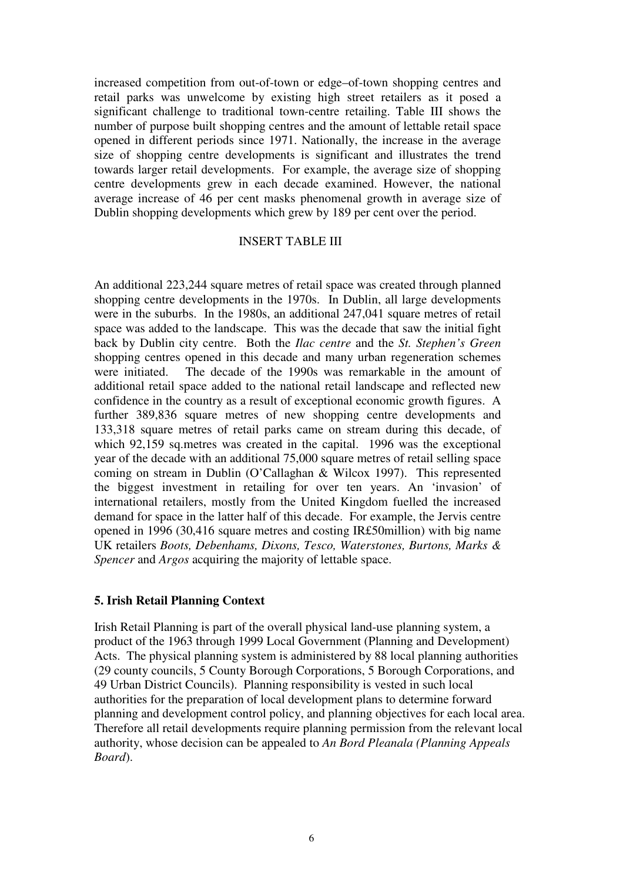increased competition from out-of-town or edge–of-town shopping centres and retail parks was unwelcome by existing high street retailers as it posed a significant challenge to traditional town-centre retailing. Table III shows the number of purpose built shopping centres and the amount of lettable retail space opened in different periods since 1971. Nationally, the increase in the average size of shopping centre developments is significant and illustrates the trend towards larger retail developments. For example, the average size of shopping centre developments grew in each decade examined. However, the national average increase of 46 per cent masks phenomenal growth in average size of Dublin shopping developments which grew by 189 per cent over the period.

INSERT TABLE III

An additional 223,244 square metres of retail space was created through planned shopping centre developments in the 1970s. In Dublin, all large developments were in the suburbs. In the 1980s, an additional 247,041 square metres of retail space was added to the landscape. This was the decade that saw the initial fight back by Dublin city centre. Both the *Ilac centre* and the *St. Stephen's Green* shopping centres opened in this decade and many urban regeneration schemes were initiated. The decade of the 1990s was remarkable in the amount of additional retail space added to the national retail landscape and reflected new confidence in the country as a result of exceptional economic growth figures. A further 389,836 square metres of new shopping centre developments and 133,318 square metres of retail parks came on stream during this decade, of which 92,159 sq.metres was created in the capital. 1996 was the exceptional year of the decade with an additional 75,000 square metres of retail selling space coming on stream in Dublin (O'Callaghan & Wilcox 1997). This represented the biggest investment in retailing for over ten years. An 'invasion' of international retailers, mostly from the United Kingdom fuelled the increased demand for space in the latter half of this decade. For example, the Jervis centre opened in 1996 (30,416 square metres and costing IR£50million) with big name UK retailers *Boots, Debenhams, Dixons, Tesco, Waterstones, Burtons, Marks & Spencer* and *Argos* acquiring the majority of lettable space.

## 5. Irish Retail Planning Context

Irish Retail Planning is part of the overall physical land-use planning system, a product of the 1963 through 1999 Local Government (Planning and Development) Acts. The physical planning system is administered by 88 local planning authorities (29 county councils, 5 County Borough Corporations, 5 Borough Corporations, and 49 Urban District Councils). Planning responsibility is vested in such local authorities for the preparation of local development plans to determine forward planning and development control policy, and planning objectives for each local area. Therefore all retail developments require planning permission from the relevant local authority, whose decision can be appealed to *An Bord Pleanala (Planning Appeals Board*).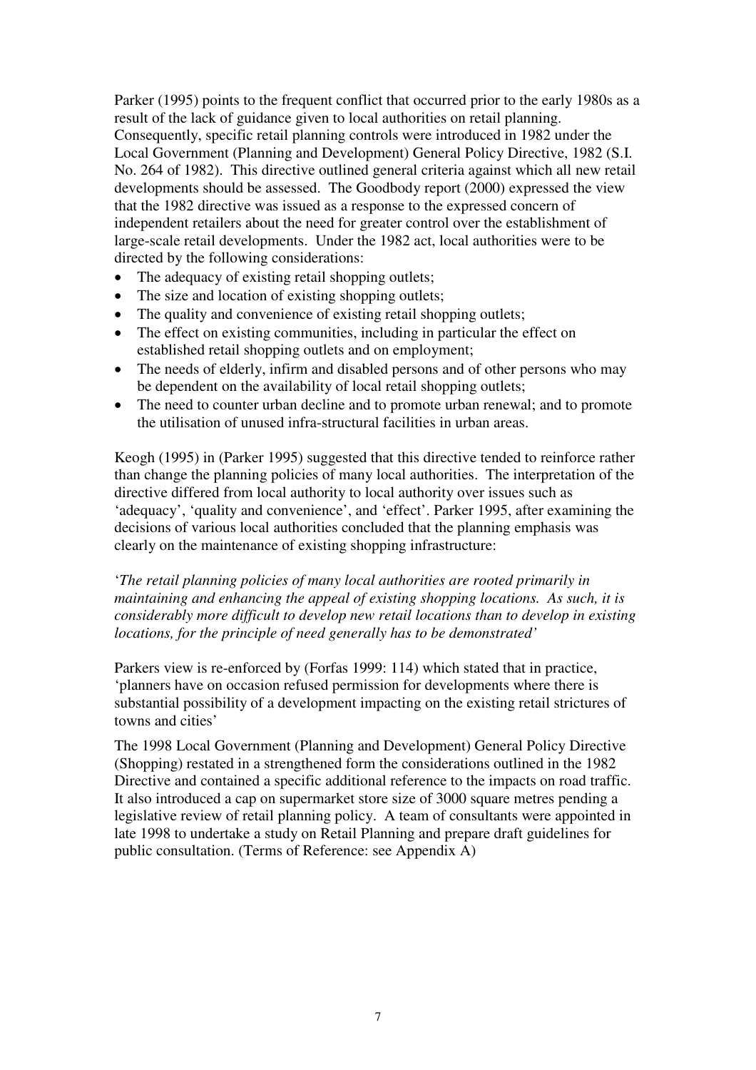Parker (1995) points to the frequent conflict that occurred prior to the early 1980s as a result of the lack of guidance given to local authorities on retail planning. Consequently, specific retail planning controls were introduced in 1982 under the Local Government (Planning and Development) General Policy Directive, 1982 (S.I. No. 264 of 1982). This directive outlined general criteria against which all new retail developments should be assessed. The Goodbody report (2000) expressed the view that the 1982 directive was issued as a response to the expressed concern of independent retailers about the need for greater control over the establishment of large-scale retail developments. Under the 1982 act, local authorities were to be directed by the following considerations:

- The adequacy of existing retail shopping outlets;
- The size and location of existing shopping outlets;
- The quality and convenience of existing retail shopping outlets;
- The effect on existing communities, including in particular the effect on established retail shopping outlets and on employment;
- The needs of elderly, infirm and disabled persons and of other persons who may be dependent on the availability of local retail shopping outlets;
- The need to counter urban decline and to promote urban renewal; and to promote the utilisation of unused infra-structural facilities in urban areas.

Keogh (1995) in (Parker 1995) suggested that this directive tended to reinforce rather than change the planning policies of many local authorities. The interpretation of the directive differed from local authority to local authority over issues such as 'adequacy', 'quality and convenience', and 'effect'. Parker 1995, after examining the decisions of various local authorities concluded that the planning emphasis was clearly on the maintenance of existing shopping infrastructure:

'*The retail planning policies of many local authorities are rooted primarily in maintaining and enhancing the appeal of existing shopping locations. As such, it is considerably more difficult to develop new retail locations than to develop in existing locations, for the principle of need generally has to be demonstrated'*

Parkers view is re-enforced by (Forfas 1999: 114) which stated that in practice, 'planners have on occasion refused permission for developments where there is substantial possibility of a development impacting on the existing retail strictures of towns and cities'

The 1998 Local Government (Planning and Development) General Policy Directive (Shopping) restated in a strengthened form the considerations outlined in the 1982 Directive and contained a specific additional reference to the impacts on road traffic. It also introduced a cap on supermarket store size of 3000 square metres pending a legislative review of retail planning policy. A team of consultants were appointed in late 1998 to undertake a study on Retail Planning and prepare draft guidelines for public consultation. (Terms of Reference: see Appendix A)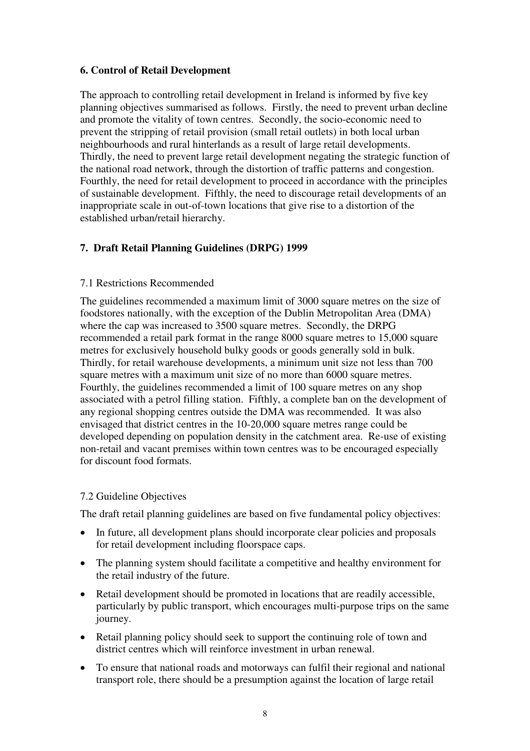## 6. Control of Retail Development

The approach to controlling retail development in Ireland is informed by five key planning objectives summarised as follows. Firstly, the need to prevent urban decline and promote the vitality of town centres. Secondly, the socio-economic need to prevent the stripping of retail provision (small retail outlets) in both local urban neighbourhoods and rural hinterlands as a result of large retail developments. Thirdly, the need to prevent large retail development negating the strategic function of the national road network, through the distortion of traffic patterns and congestion. Fourthly, the need for retail development to proceed in accordance with the principles of sustainable development. Fifthly, the need to discourage retail developments of an inappropriate scale in out-of-town locations that give rise to a distortion of the established urban/retail hierarchy.

## 7. Draft Retail Planning Guidelines (DRPG) 1999

### 7.1 Restrictions Recommended

The guidelines recommended a maximum limit of 3000 square metres on the size of foodstores nationally, with the exception of the Dublin Metropolitan Area (DMA) where the cap was increased to 3500 square metres. Secondly, the DRPG recommended a retail park format in the range 8000 square metres to 15,000 square metres for exclusively household bulky goods or goods generally sold in bulk. Thirdly, for retail warehouse developments, a minimum unit size not less than 700 square metres with a maximum unit size of no more than 6000 square metres. Fourthly, the guidelines recommended a limit of 100 square metres on any shop associated with a petrol filling station. Fifthly, a complete ban on the development of any regional shopping centres outside the DMA was recommended. It was also envisaged that district centres in the 10-20,000 square metres range could be developed depending on population density in the catchment area. Re-use of existing non-retail and vacant premises within town centres was to be encouraged especially for discount food formats.

### 7.2 Guideline Objectives

The draft retail planning guidelines are based on five fundamental policy objectives:

- In future, all development plans should incorporate clear policies and proposals for retail development including floorspace caps.
- The planning system should facilitate a competitive and healthy environment for the retail industry of the future.
- Retail development should be promoted in locations that are readily accessible, particularly by public transport, which encourages multi-purpose trips on the same journey.
- Retail planning policy should seek to support the continuing role of town and district centres which will reinforce investment in urban renewal.
- To ensure that national roads and motorways can fulfil their regional and national transport role, there should be a presumption against the location of large retail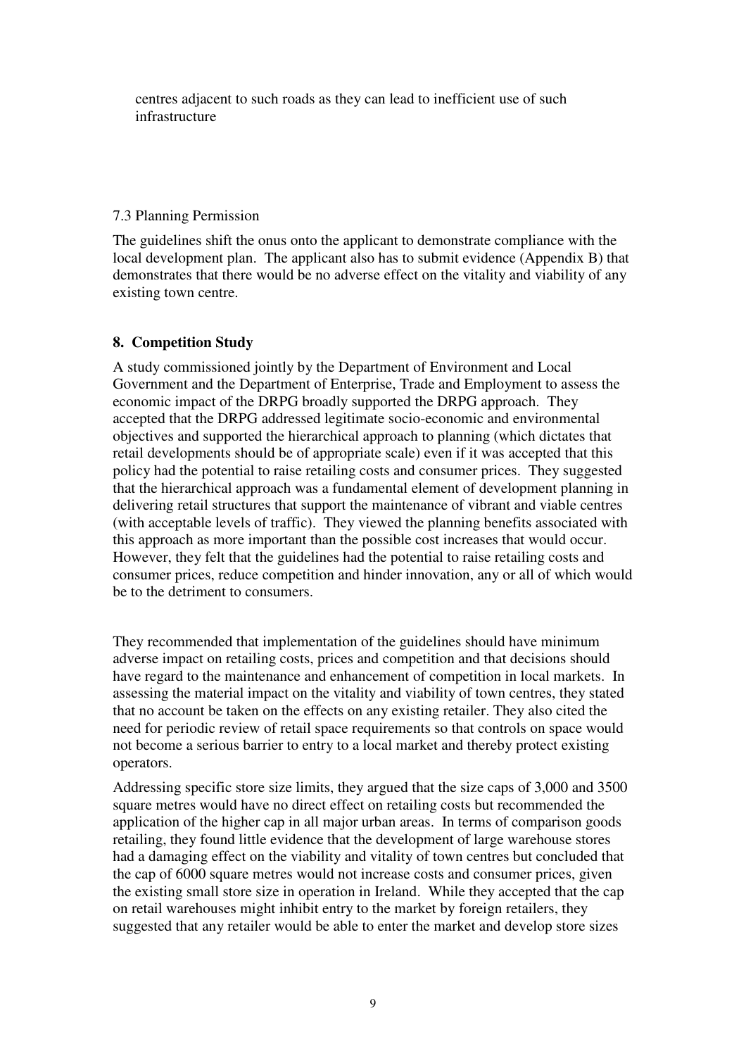centres adjacent to such roads as they can lead to inefficient use of such infrastructure

7.3 Planning Permission

The guidelines shift the onus onto the applicant to demonstrate compliance with the local development plan. The applicant also has to submit evidence (Appendix B) that demonstrates that there would be no adverse effect on the vitality and viability of any existing town centre.

## 8. Competition Study

A study commissioned jointly by the Department of Environment and Local Government and the Department of Enterprise, Trade and Employment to assess the economic impact of the DRPG broadly supported the DRPG approach. They accepted that the DRPG addressed legitimate socio-economic and environmental objectives and supported the hierarchical approach to planning (which dictates that retail developments should be of appropriate scale) even if it was accepted that this policy had the potential to raise retailing costs and consumer prices. They suggested that the hierarchical approach was a fundamental element of development planning in delivering retail structures that support the maintenance of vibrant and viable centres (with acceptable levels of traffic). They viewed the planning benefits associated with this approach as more important than the possible cost increases that would occur. However, they felt that the guidelines had the potential to raise retailing costs and consumer prices, reduce competition and hinder innovation, any or all of which would be to the detriment to consumers.

They recommended that implementation of the guidelines should have minimum adverse impact on retailing costs, prices and competition and that decisions should have regard to the maintenance and enhancement of competition in local markets. In assessing the material impact on the vitality and viability of town centres, they stated that no account be taken on the effects on any existing retailer. They also cited the need for periodic review of retail space requirements so that controls on space would not become a serious barrier to entry to a local market and thereby protect existing operators.

Addressing specific store size limits, they argued that the size caps of 3,000 and 3500 square metres would have no direct effect on retailing costs but recommended the application of the higher cap in all major urban areas. In terms of comparison goods retailing, they found little evidence that the development of large warehouse stores had a damaging effect on the viability and vitality of town centres but concluded that the cap of 6000 square metres would not increase costs and consumer prices, given the existing small store size in operation in Ireland. While they accepted that the cap on retail warehouses might inhibit entry to the market by foreign retailers, they suggested that any retailer would be able to enter the market and develop store sizes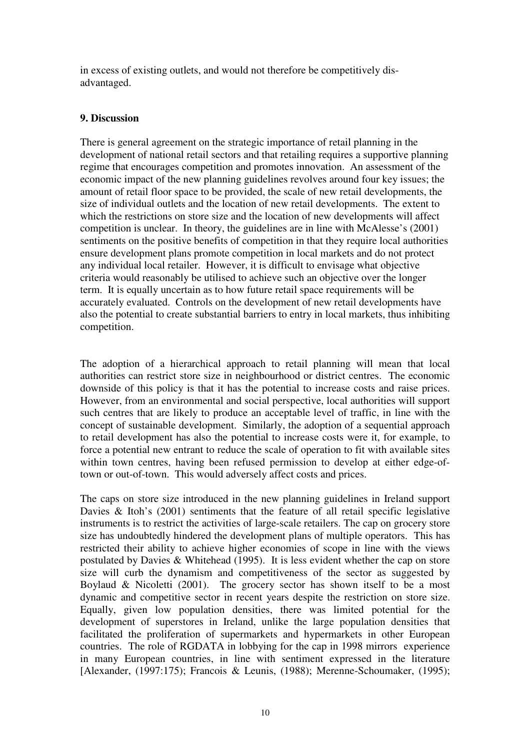in excess of existing outlets, and would not therefore be competitively dis-advantaged.

### 9. Discussion

There is general agreement on the strategic importance of retail planning in the development of national retail sectors and that retailing requires a supportive planning regime that encourages competition and promotes innovation. An assessment of the economic impact of the new planning guidelines revolves around four key issues; the amount of retail floor space to be provided, the scale of new retail developments, the size of individual outlets and the location of new retail developments. The extent to which the restrictions on store size and the location of new developments will affect competition is unclear. In theory, the guidelines are in line with McAlesse's (2001) sentiments on the positive benefits of competition in that they require local authorities ensure development plans promote competition in local markets and do not protect any individual local retailer. However, it is difficult to envisage what objective criteria would reasonably be utilised to achieve such an objective over the longer term. It is equally uncertain as to how future retail space requirements will be accurately evaluated. Controls on the development of new retail developments have also the potential to create substantial barriers to entry in local markets, thus inhibiting competition.

The adoption of a hierarchical approach to retail planning will mean that local authorities can restrict store size in neighbourhood or district centres. The economic downside of this policy is that it has the potential to increase costs and raise prices. However, from an environmental and social perspective, local authorities will support such centres that are likely to produce an acceptable level of traffic, in line with the concept of sustainable development. Similarly, the adoption of a sequential approach to retail development has also the potential to increase costs were it, for example, to force a potential new entrant to reduce the scale of operation to fit with available sites within town centres, having been refused permission to develop at either edge-of-town or out-of-town. This would adversely affect costs and prices.

The caps on store size introduced in the new planning guidelines in Ireland support Davies & Itoh's (2001) sentiments that the feature of all retail specific legislative instruments is to restrict the activities of large-scale retailers. The cap on grocery store size has undoubtedly hindered the development plans of multiple operators. This has restricted their ability to achieve higher economies of scope in line with the views postulated by Davies & Whitehead (1995). It is less evident whether the cap on store size will curb the dynamism and competitiveness of the sector as suggested by Boylaud & Nicoletti (2001). The grocery sector has shown itself to be a most dynamic and competitive sector in recent years despite the restriction on store size. Equally, given low population densities, there was limited potential for the development of superstores in Ireland, unlike the large population densities that facilitated the proliferation of supermarkets and hypermarkets in other European countries. The role of RGDATA in lobbying for the cap in 1998 mirrors experience in many European countries, in line with sentiment expressed in the literature [Alexander, (1997:175); Francois & Leunis, (1988); Merenne-Schoumaker, (1995);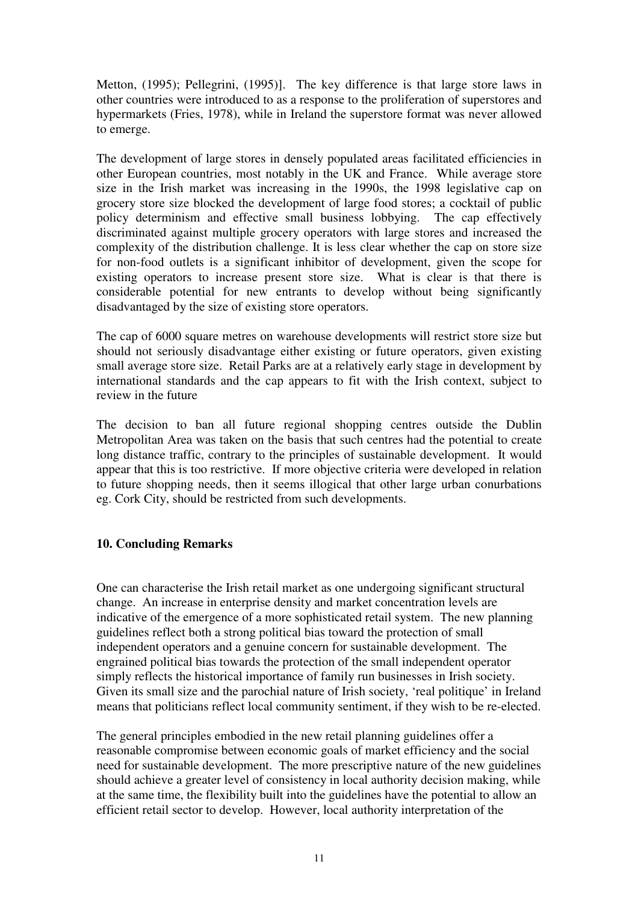Metton, (1995); Pellegrini, (1995)]. The key difference is that large store laws in other countries were introduced to as a response to the proliferation of superstores and hypermarkets (Fries, 1978), while in Ireland the superstore format was never allowed to emerge.

The development of large stores in densely populated areas facilitated efficiencies in other European countries, most notably in the UK and France. While average store size in the Irish market was increasing in the 1990s, the 1998 legislative cap on grocery store size blocked the development of large food stores; a cocktail of public policy determinism and effective small business lobbying. The cap effectively discriminated against multiple grocery operators with large stores and increased the complexity of the distribution challenge. It is less clear whether the cap on store size for non-food outlets is a significant inhibitor of development, given the scope for existing operators to increase present store size. What is clear is that there is considerable potential for new entrants to develop without being significantly disadvantaged by the size of existing store operators.

The cap of 6000 square metres on warehouse developments will restrict store size but should not seriously disadvantage either existing or future operators, given existing small average store size. Retail Parks are at a relatively early stage in development by international standards and the cap appears to fit with the Irish context, subject to review in the future

The decision to ban all future regional shopping centres outside the Dublin Metropolitan Area was taken on the basis that such centres had the potential to create long distance traffic, contrary to the principles of sustainable development. It would appear that this is too restrictive. If more objective criteria were developed in relation to future shopping needs, then it seems illogical that other large urban conurbations eg. Cork City, should be restricted from such developments.

## 10. Concluding Remarks

One can characterise the Irish retail market as one undergoing significant structural change. An increase in enterprise density and market concentration levels are indicative of the emergence of a more sophisticated retail system. The new planning guidelines reflect both a strong political bias toward the protection of small independent operators and a genuine concern for sustainable development. The engrained political bias towards the protection of the small independent operator simply reflects the historical importance of family run businesses in Irish society. Given its small size and the parochial nature of Irish society, 'real politique' in Ireland means that politicians reflect local community sentiment, if they wish to be re-elected.

The general principles embodied in the new retail planning guidelines offer a reasonable compromise between economic goals of market efficiency and the social need for sustainable development. The more prescriptive nature of the new guidelines should achieve a greater level of consistency in local authority decision making, while at the same time, the flexibility built into the guidelines have the potential to allow an efficient retail sector to develop. However, local authority interpretation of the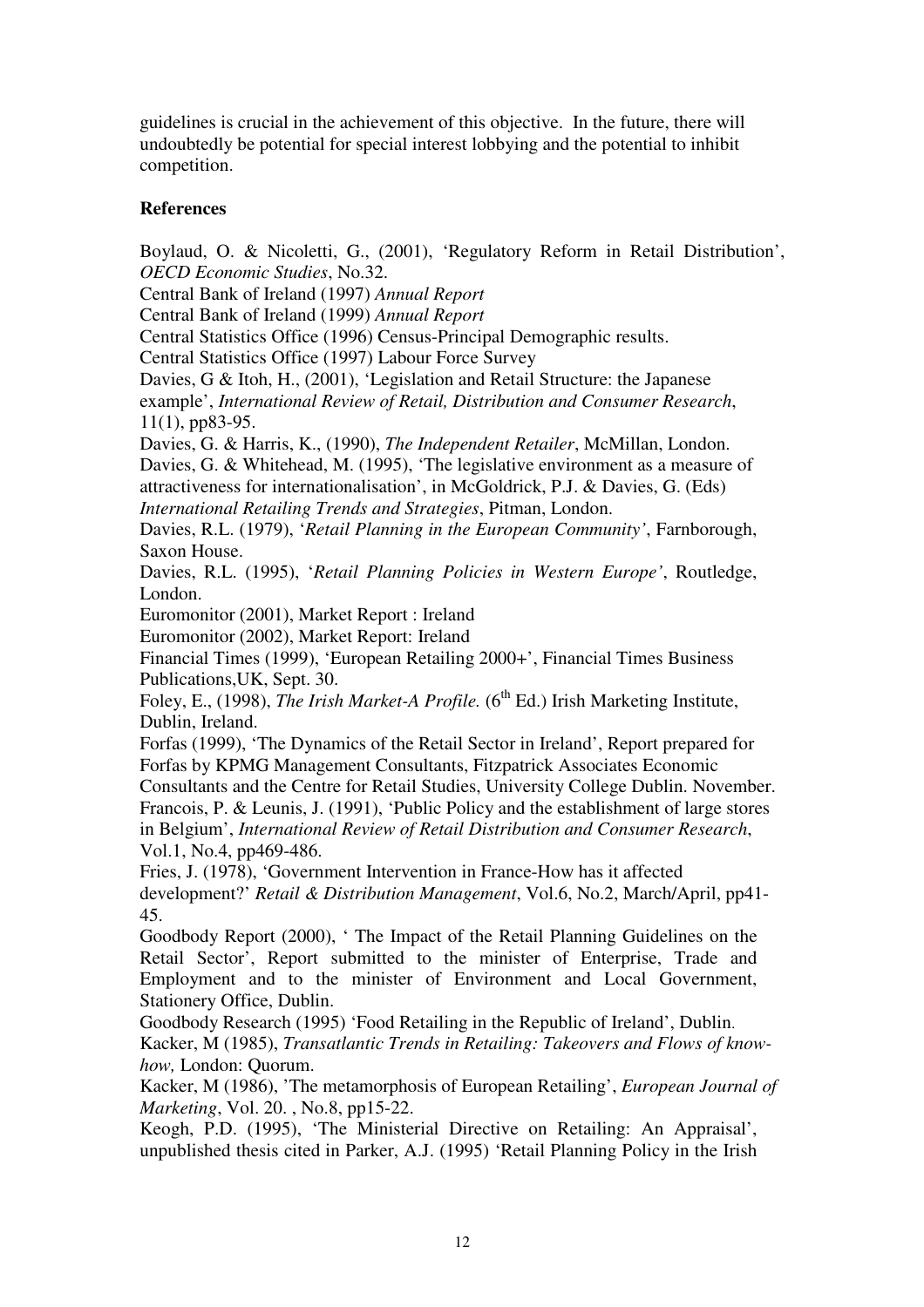guidelines is crucial in the achievement of this objective. In the future, there will undoubtedly be potential for special interest lobbying and the potential to inhibit competition.

## References

Boylaud, O. & Nicoletti, G., (2001), 'Regulatory Reform in Retail Distribution', *OECD Economic Studies*, No.32.

Central Bank of Ireland (1997) *Annual Report*

Central Bank of Ireland (1999) *Annual Report*

Central Statistics Office (1996) Census-Principal Demographic results.

Central Statistics Office (1997) Labour Force Survey

Davies, G & Itoh, H., (2001), 'Legislation and Retail Structure: the Japanese example', *International Review of Retail, Distribution and Consumer Research*, 11(1), pp83-95.

Davies, G. & Harris, K., (1990), *The Independent Retailer*, McMillan, London.

Davies, G. & Whitehead, M. (1995), 'The legislative environment as a measure of attractiveness for internationalisation', in McGoldrick, P.J. & Davies, G. (Eds) *International Retailing Trends and Strategies*, Pitman, London.

Davies, R.L. (1979), '*Retail Planning in the European Community'*, Farnborough, Saxon House.

Davies, R.L. (1995), '*Retail Planning Policies in Western Europe'*, Routledge, London.

Euromonitor (2001), Market Report : Ireland

Euromonitor (2002), Market Report: Ireland

Financial Times (1999), 'European Retailing 2000+', Financial Times Business Publications,UK, Sept. 30.

Foley, E., (1998), *The Irish Market-A Profile.* (6th Ed.) Irish Marketing Institute, Dublin, Ireland.

Forfas (1999), 'The Dynamics of the Retail Sector in Ireland', Report prepared for Forfas by KPMG Management Consultants, Fitzpatrick Associates Economic Consultants and the Centre for Retail Studies, University College Dublin. November.

Francois, P. & Leunis, J. (1991), 'Public Policy and the establishment of large stores in Belgium', *International Review of Retail Distribution and Consumer Research*, Vol.1, No.4, pp469-486.

Fries, J. (1978), 'Government Intervention in France-How has it affected development?' *Retail & Distribution Management*, Vol.6, No.2, March/April, pp41-45.

Goodbody Report (2000), ' The Impact of the Retail Planning Guidelines on the Retail Sector', Report submitted to the minister of Enterprise, Trade and Employment and to the minister of Environment and Local Government, Stationery Office, Dublin.

Goodbody Research (1995) 'Food Retailing in the Republic of Ireland', Dublin.

Kacker, M (1985), *Transatlantic Trends in Retailing: Takeovers and Flows of know-how,* London: Quorum.

Kacker, M (1986), 'The metamorphosis of European Retailing', *European Journal of Marketing*, Vol. 20. , No.8, pp15-22.

Keogh, P.D. (1995), 'The Ministerial Directive on Retailing: An Appraisal', unpublished thesis cited in Parker, A.J. (1995) 'Retail Planning Policy in the Irish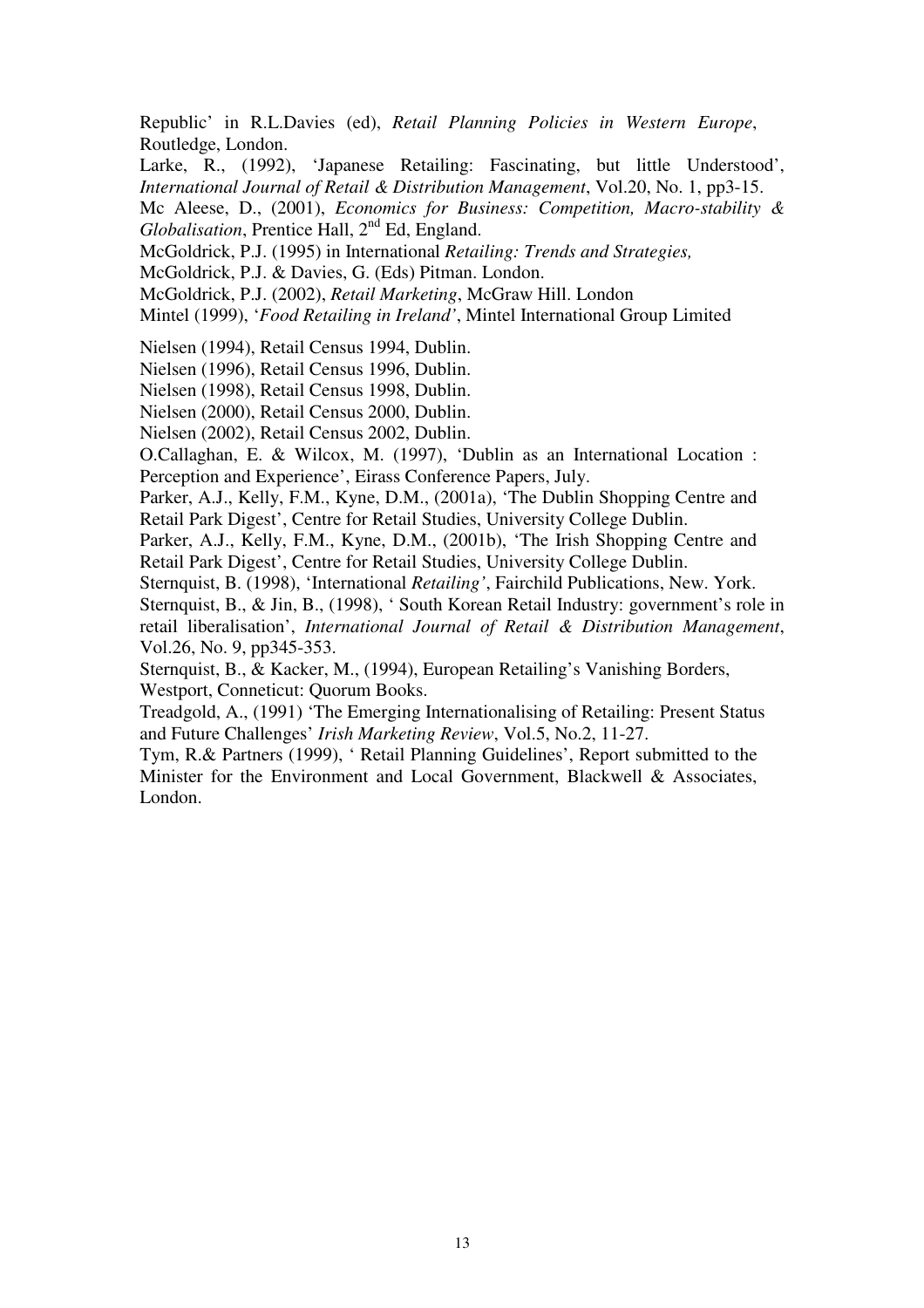Republic' in R.L.Davies (ed), *Retail Planning Policies in Western Europe*, Routledge, London.

Larke, R., (1992), 'Japanese Retailing: Fascinating, but little Understood', *International Journal of Retail & Distribution Management*, Vol.20, No. 1, pp3-15.

Mc Aleese, D., (2001), *Economics for Business: Competition, Macro-stability & Globalisation*, Prentice Hall, 2nd Ed, England.

McGoldrick, P.J. (1995) in International *Retailing: Trends and Strategies,*

McGoldrick, P.J. & Davies, G. (Eds) Pitman. London.

McGoldrick, P.J. (2002), *Retail Marketing*, McGraw Hill. London

Mintel (1999), '*Food Retailing in Ireland'*, Mintel International Group Limited

Nielsen (1994), Retail Census 1994, Dublin.

Nielsen (1996), Retail Census 1996, Dublin.

Nielsen (1998), Retail Census 1998, Dublin.

Nielsen (2000), Retail Census 2000, Dublin.

Nielsen (2002), Retail Census 2002, Dublin.

O.Callaghan, E. & Wilcox, M. (1997), 'Dublin as an International Location : Perception and Experience', Eirass Conference Papers, July.

Parker, A.J., Kelly, F.M., Kyne, D.M., (2001a), 'The Dublin Shopping Centre and Retail Park Digest', Centre for Retail Studies, University College Dublin.

Parker, A.J., Kelly, F.M., Kyne, D.M., (2001b), 'The Irish Shopping Centre and Retail Park Digest', Centre for Retail Studies, University College Dublin.

Sternquist, B. (1998), 'International *Retailing'*, Fairchild Publications, New. York.

Sternquist, B., & Jin, B., (1998), ' South Korean Retail Industry: government's role in retail liberalisation', *International Journal of Retail & Distribution Management*, Vol.26, No. 9, pp345-353.

Sternquist, B., & Kacker, M., (1994), European Retailing's Vanishing Borders, Westport, Conneticut: Quorum Books.

Treadgold, A., (1991) 'The Emerging Internationalising of Retailing: Present Status and Future Challenges' *Irish Marketing Review*, Vol.5, No.2, 11-27.

Tym, R.& Partners (1999), ' Retail Planning Guidelines', Report submitted to the Minister for the Environment and Local Government, Blackwell & Associates, London.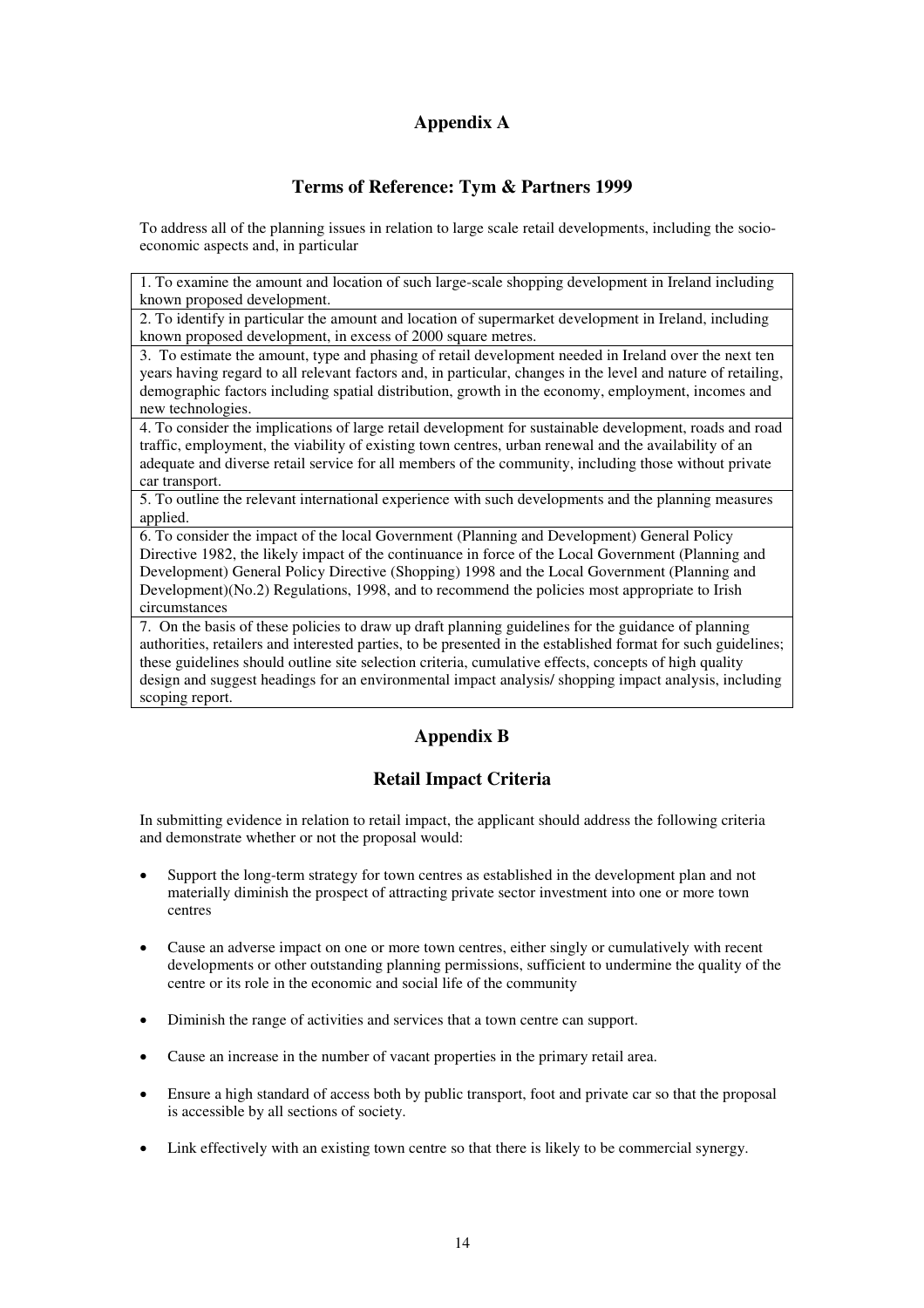## Appendix A

### Terms of Reference: Tym & Partners 1999

To address all of the planning issues in relation to large scale retail developments, including the socio-economic aspects and, in particular

| |
|---|
| 1. To examine the amount and location of such large-scale shopping development in Ireland including known proposed development. |
| 2. To identify in particular the amount and location of supermarket development in Ireland, including known proposed development, in excess of 2000 square metres. |
| 3. To estimate the amount, type and phasing of retail development needed in Ireland over the next ten years having regard to all relevant factors and, in particular, changes in the level and nature of retailing, demographic factors including spatial distribution, growth in the economy, employment, incomes and new technologies. |
| 4. To consider the implications of large retail development for sustainable development, roads and road traffic, employment, the viability of existing town centres, urban renewal and the availability of an adequate and diverse retail service for all members of the community, including those without private car transport. |
| 5. To outline the relevant international experience with such developments and the planning measures applied. |
| 6. To consider the impact of the local Government (Planning and Development) General Policy Directive 1982, the likely impact of the continuance in force of the Local Government (Planning and Development) General Policy Directive (Shopping) 1998 and the Local Government (Planning and Development)(No.2) Regulations, 1998, and to recommend the policies most appropriate to Irish circumstances |
| 7. On the basis of these policies to draw up draft planning guidelines for the guidance of planning authorities, retailers and interested parties, to be presented in the established format for such guidelines; these guidelines should outline site selection criteria, cumulative effects, concepts of high quality design and suggest headings for an environmental impact analysis/ shopping impact analysis, including scoping report. |

## Appendix B

### Retail Impact Criteria

In submitting evidence in relation to retail impact, the applicant should address the following criteria and demonstrate whether or not the proposal would:

- Support the long-term strategy for town centres as established in the development plan and not materially diminish the prospect of attracting private sector investment into one or more town centres
- Cause an adverse impact on one or more town centres, either singly or cumulatively with recent developments or other outstanding planning permissions, sufficient to undermine the quality of the centre or its role in the economic and social life of the community
- Diminish the range of activities and services that a town centre can support.
- Cause an increase in the number of vacant properties in the primary retail area.
- Ensure a high standard of access both by public transport, foot and private car so that the proposal is accessible by all sections of society.
- Link effectively with an existing town centre so that there is likely to be commercial synergy.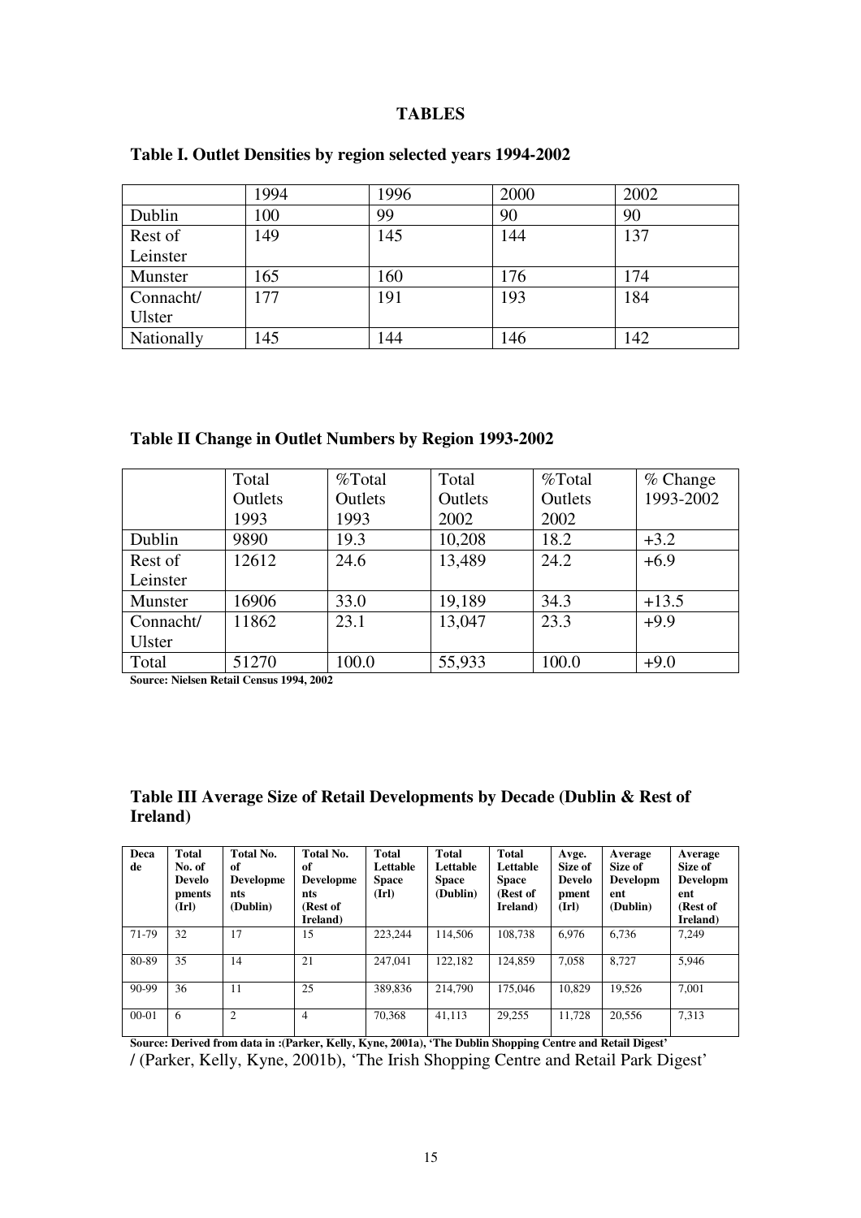**TABLES**

**Table I. Outlet Densities by region selected years 1994-2002**

| | 1994 | 1996 | 2000 | 2002 |
|---|---|---|---|---|
| Dublin | 100 | 99 | 90 | 90 |
| Rest of Leinster | 149 | 145 | 144 | 137 |
| Munster | 165 | 160 | 176 | 174 |
| Connacht/ Ulster | 177 | 191 | 193 | 184 |
| Nationally | 145 | 144 | 146 | 142 |

**Table II Change in Outlet Numbers by Region 1993-2002**

| | Total Outlets 1993 | %Total Outlets 1993 | Total Outlets 2002 | %Total Outlets 2002 | % Change 1993-2002 |
|---|---|---|---|---|---|
| Dublin | 9890 | 19.3 | 10,208 | 18.2 | +3.2 |
| Rest of Leinster | 12612 | 24.6 | 13,489 | 24.2 | +6.9 |
| Munster | 16906 | 33.0 | 19,189 | 34.3 | +13.5 |
| Connacht/ Ulster | 11862 | 23.1 | 13,047 | 23.3 | +9.9 |
| Total | 51270 | 100.0 | 55,933 | 100.0 | +9.0 |

**Source: Nielsen Retail Census 1994, 2002**

**Table III Average Size of Retail Developments by Decade (Dublin & Rest of Ireland)**

| Decade | Total No. of Developments (Irl) | Total No. of Developments (Dublin) | Total No. of Developments (Rest of Ireland) | Total Lettable Space (Irl) | Total Lettable Space (Dublin) | Total Lettable Space (Rest of Ireland) | Avge. Size of Development (Irl) | Average Size of Development (Dublin) | Average Size of Development (Rest of Ireland) |
|---|---|---|---|---|---|---|---|---|---|
| 71-79 | 32 | 17 | 15 | 223,244 | 114,506 | 108,738 | 6,976 | 6,736 | 7,249 |
| 80-89 | 35 | 14 | 21 | 247,041 | 122,182 | 124,859 | 7,058 | 8,727 | 5,946 |
| 90-99 | 36 | 11 | 25 | 389,836 | 214,790 | 175,046 | 10,829 | 19,526 | 7,001 |
| 00-01 | 6 | 2 | 4 | 70,368 | 41,113 | 29,255 | 11,728 | 20,556 | 7,313 |

**Source: Derived from data in :(Parker, Kelly, Kyne, 2001a), 'The Dublin Shopping Centre and Retail Digest'** / (Parker, Kelly, Kyne, 2001b), 'The Irish Shopping Centre and Retail Park Digest'